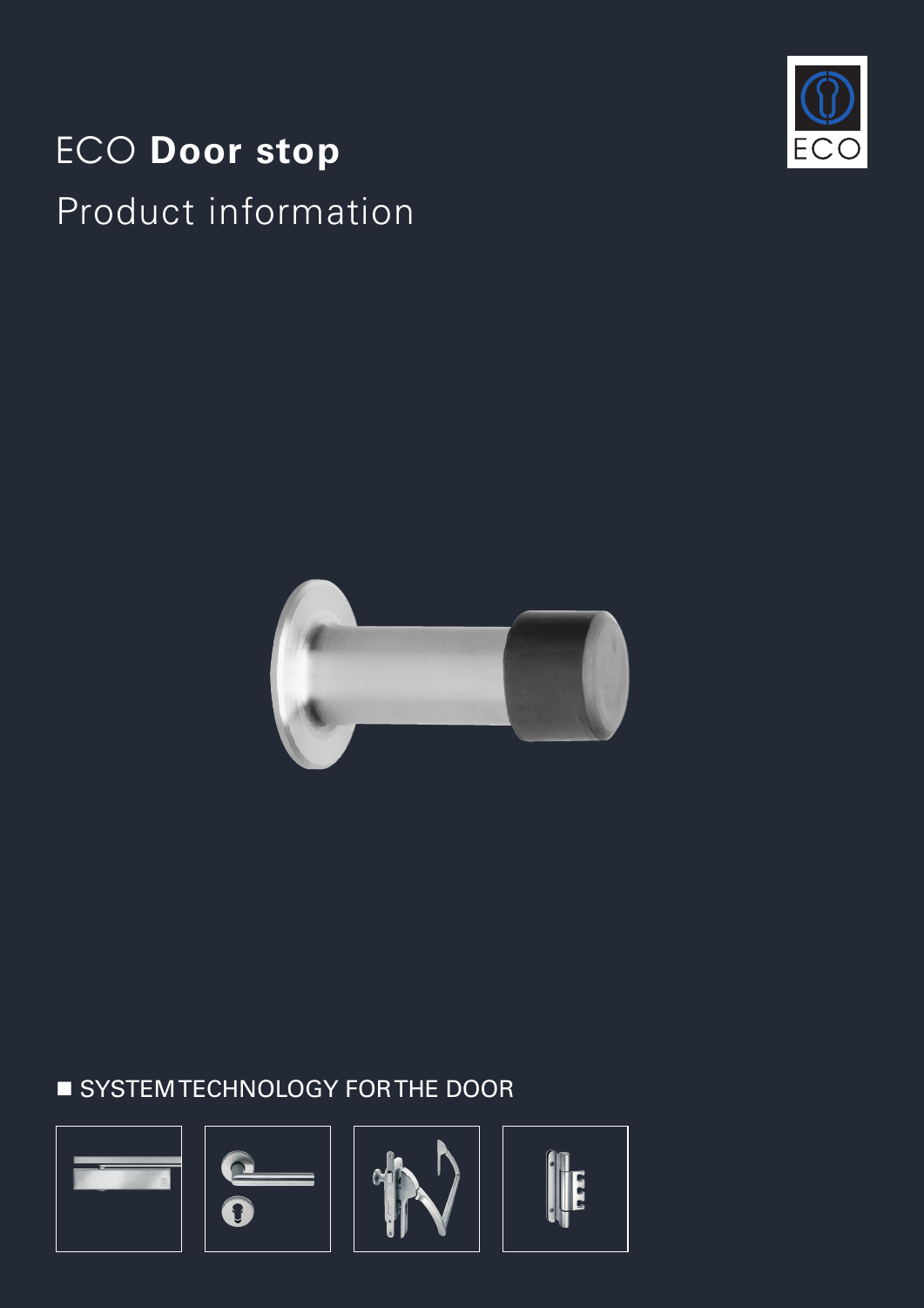# ECO **Door stop**

## Product information

ECO

■ SYSTEM TECHNOLOGY FOR THE DOOR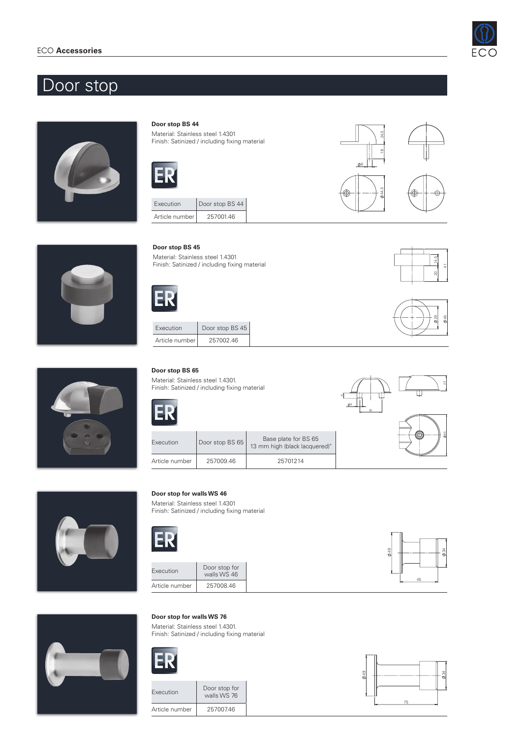# Door stop

### Door stop BS 44

Material: Stainless steel 1.4301
Finish: Satinized / including fixing material

ER

| Execution | Door stop BS 44 |
|---|---|
| Article number | 257001.46 |

### Door stop BS 45

Material: Stainless steel 1.4301
Finish: Satinized / including fixing material

ER

| Execution | Door stop BS 45 |
|---|---|
| Article number | 257002.46 |

### Door stop BS 65

Material: Stainless steel 1.4301.
Finish: Satinized / including fixing material

ER

| Execution | Door stop BS 65 | Base plate for BS 65 13 mm high (black lacquered)* |
|---|---|---|
| Article number | 257009.46 | 25701214 |

### Door stop for walls WS 46

Material: Stainless steel 1.4301
Finish: Satinized / including fixing material

ER

| Execution | Door stop for walls WS 46 |
|---|---|
| Article number | 257008.46 |

### Door stop for walls WS 76

Material: Stainless steel 1.4301.
Finish: Satinized / including fixing material

ER

| Execution | Door stop for walls WS 76 |
|---|---|
| Article number | 257007.46 |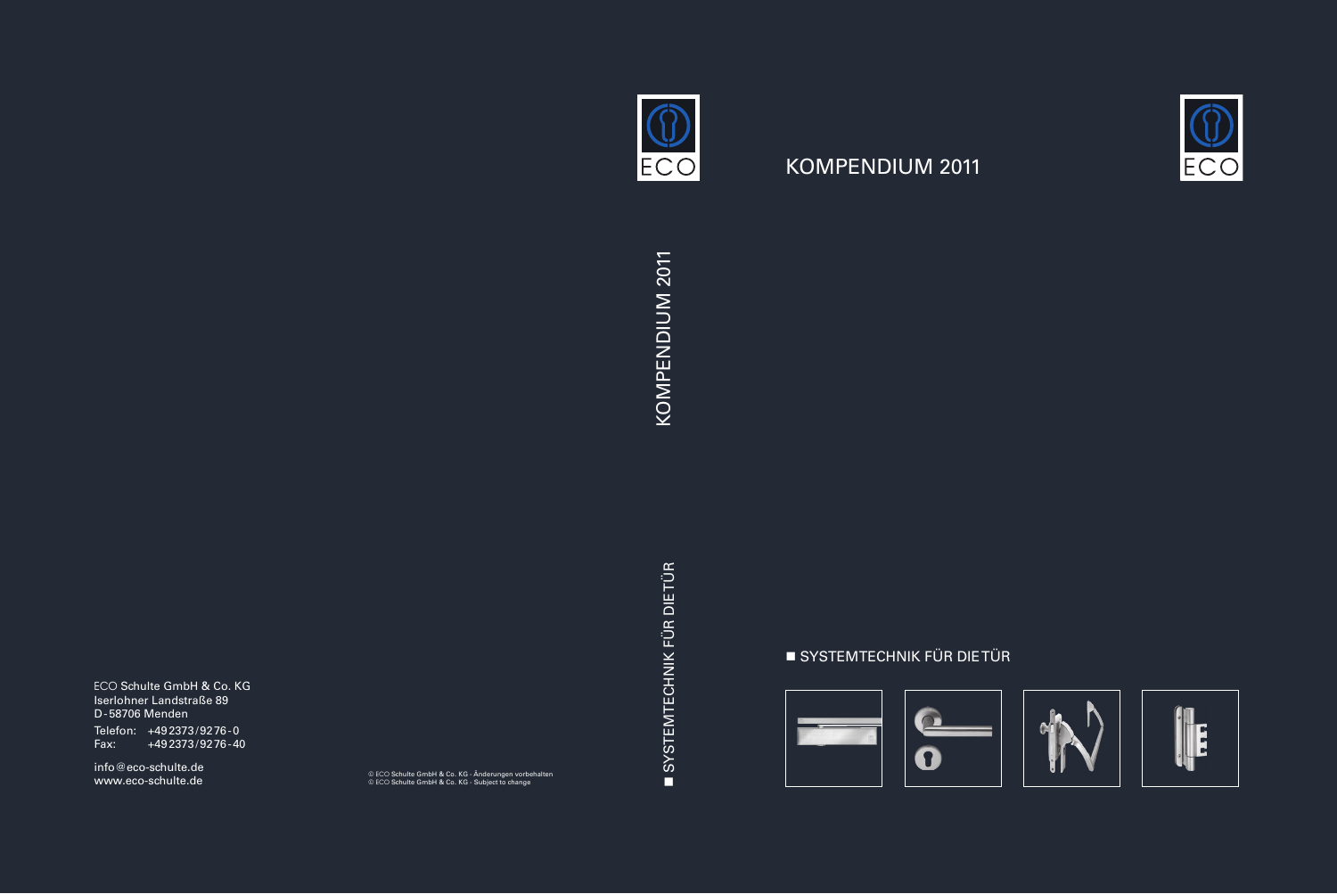ECO Schulte GmbH & Co. KG
Iserlohner Landstraße 89
D-58706 Menden

Telefon: +49 2373/9276-0
Fax: +49 2373/9276-40

info@eco-schulte.de
www.eco-schulte.de

© ECO Schulte GmbH & Co. KG · Änderungen vorbehalten
© ECO Schulte GmbH & Co. KG · Subject to change

ECO

KOMPENDIUM 2011

■ SYSTEMTECHNIK FÜR DIE TÜR

# KOMPENDIUM 2011

ECO

■ SYSTEMTECHNIK FÜR DIE TÜR